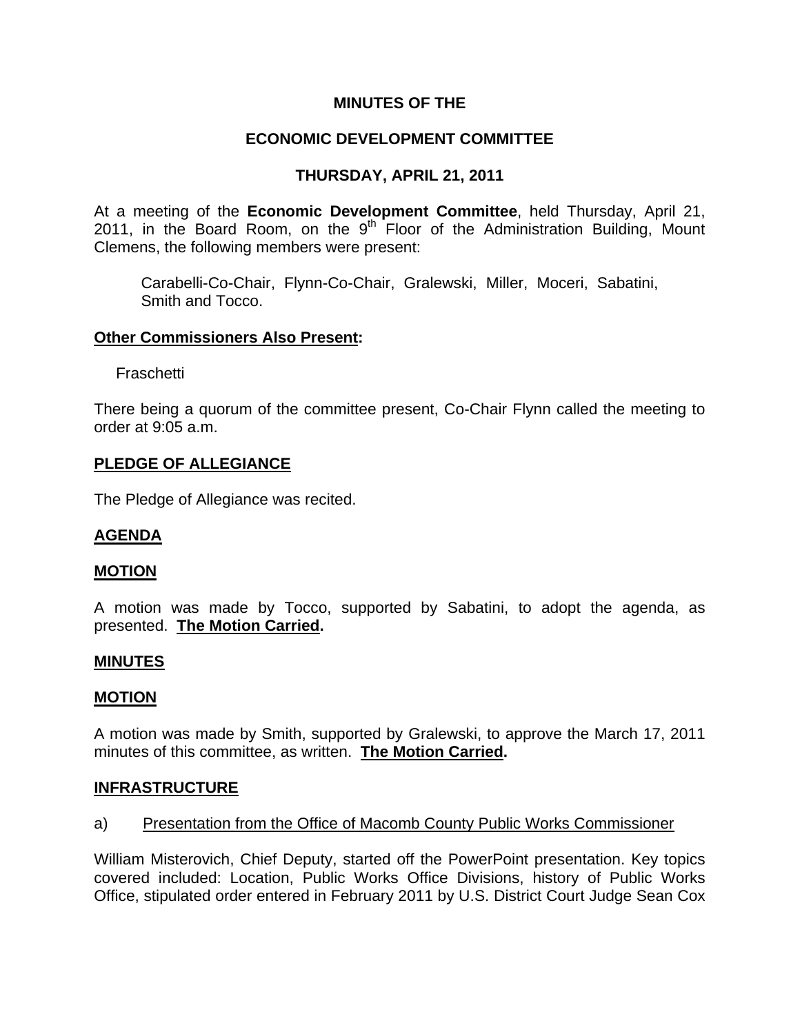**MINUTES OF THE**

**ECONOMIC DEVELOPMENT COMMITTEE**

**THURSDAY, APRIL 21, 2011**

At a meeting of the **Economic Development Committee**, held Thursday, April 21, 2011, in the Board Room, on the 9th Floor of the Administration Building, Mount Clemens, the following members were present:

Carabelli-Co-Chair, Flynn-Co-Chair, Gralewski, Miller, Moceri, Sabatini, Smith and Tocco.

**Other Commissioners Also Present:**

Fraschetti

There being a quorum of the committee present, Co-Chair Flynn called the meeting to order at 9:05 a.m.

**PLEDGE OF ALLEGIANCE**

The Pledge of Allegiance was recited.

**AGENDA**

**MOTION**

A motion was made by Tocco, supported by Sabatini, to adopt the agenda, as presented. **The Motion Carried.**

**MINUTES**

**MOTION**

A motion was made by Smith, supported by Gralewski, to approve the March 17, 2011 minutes of this committee, as written. **The Motion Carried.**

**INFRASTRUCTURE**

a) Presentation from the Office of Macomb County Public Works Commissioner

William Misterovich, Chief Deputy, started off the PowerPoint presentation. Key topics covered included: Location, Public Works Office Divisions, history of Public Works Office, stipulated order entered in February 2011 by U.S. District Court Judge Sean Cox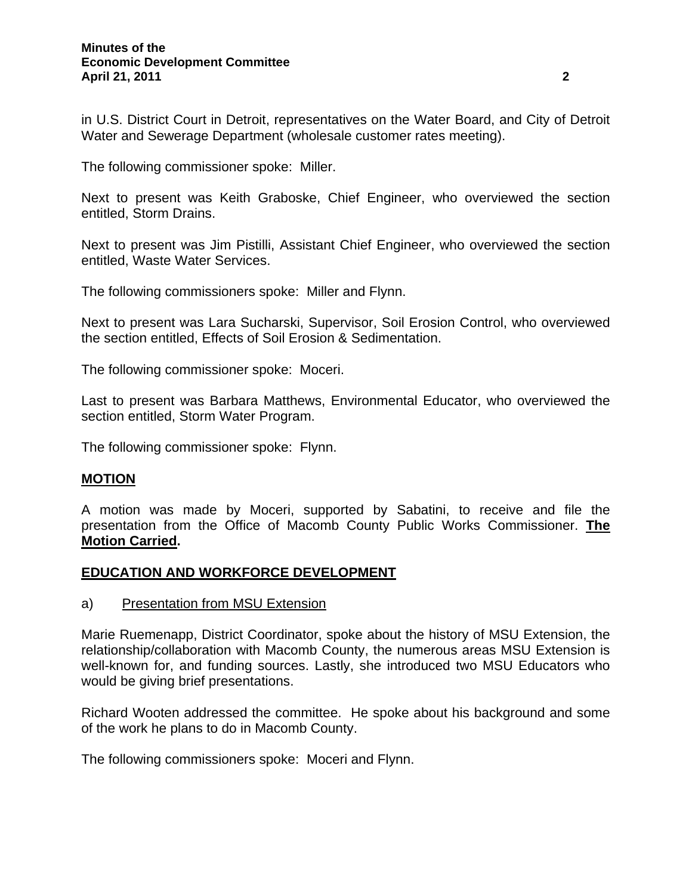in U.S. District Court in Detroit, representatives on the Water Board, and City of Detroit Water and Sewerage Department (wholesale customer rates meeting).

The following commissioner spoke: Miller.

Next to present was Keith Graboske, Chief Engineer, who overviewed the section entitled, Storm Drains.

Next to present was Jim Pistilli, Assistant Chief Engineer, who overviewed the section entitled, Waste Water Services.

The following commissioners spoke: Miller and Flynn.

Next to present was Lara Sucharski, Supervisor, Soil Erosion Control, who overviewed the section entitled, Effects of Soil Erosion & Sedimentation.

The following commissioner spoke: Moceri.

Last to present was Barbara Matthews, Environmental Educator, who overviewed the section entitled, Storm Water Program.

The following commissioner spoke: Flynn.

**MOTION**

A motion was made by Moceri, supported by Sabatini, to receive and file the presentation from the Office of Macomb County Public Works Commissioner. **The Motion Carried.**

**EDUCATION AND WORKFORCE DEVELOPMENT**

a) Presentation from MSU Extension

Marie Ruemenapp, District Coordinator, spoke about the history of MSU Extension, the relationship/collaboration with Macomb County, the numerous areas MSU Extension is well-known for, and funding sources. Lastly, she introduced two MSU Educators who would be giving brief presentations.

Richard Wooten addressed the committee. He spoke about his background and some of the work he plans to do in Macomb County.

The following commissioners spoke: Moceri and Flynn.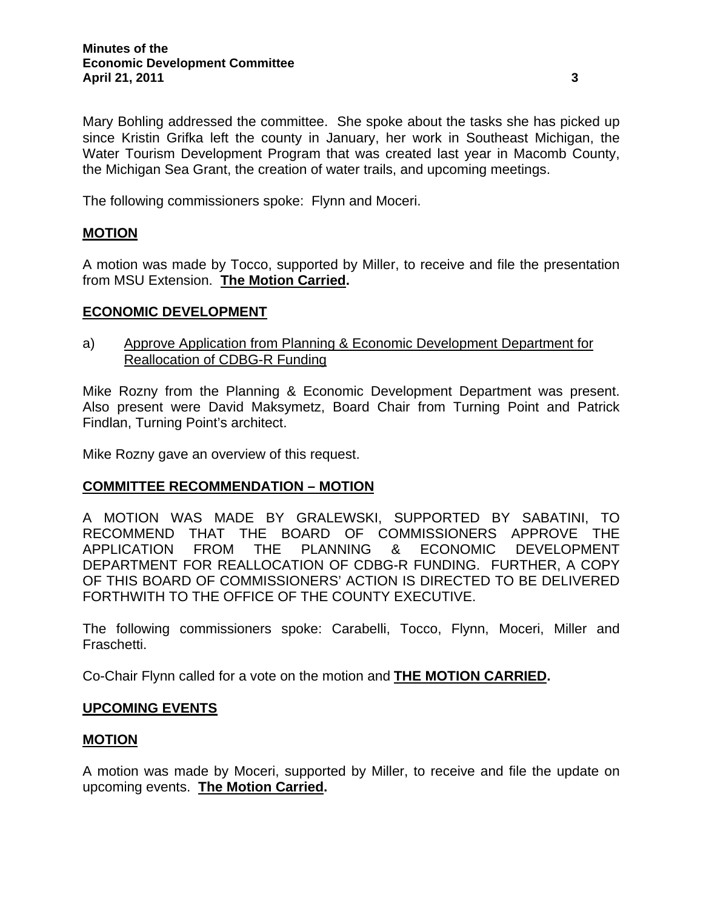Mary Bohling addressed the committee. She spoke about the tasks she has picked up since Kristin Grifka left the county in January, her work in Southeast Michigan, the Water Tourism Development Program that was created last year in Macomb County, the Michigan Sea Grant, the creation of water trails, and upcoming meetings.

The following commissioners spoke: Flynn and Moceri.

**MOTION**

A motion was made by Tocco, supported by Miller, to receive and file the presentation from MSU Extension. **The Motion Carried.**

**ECONOMIC DEVELOPMENT**

a) Approve Application from Planning & Economic Development Department for Reallocation of CDBG-R Funding

Mike Rozny from the Planning & Economic Development Department was present. Also present were David Maksymetz, Board Chair from Turning Point and Patrick Findlan, Turning Point's architect.

Mike Rozny gave an overview of this request.

**COMMITTEE RECOMMENDATION – MOTION**

A MOTION WAS MADE BY GRALEWSKI, SUPPORTED BY SABATINI, TO RECOMMEND THAT THE BOARD OF COMMISSIONERS APPROVE THE APPLICATION FROM THE PLANNING & ECONOMIC DEVELOPMENT DEPARTMENT FOR REALLOCATION OF CDBG-R FUNDING. FURTHER, A COPY OF THIS BOARD OF COMMISSIONERS' ACTION IS DIRECTED TO BE DELIVERED FORTHWITH TO THE OFFICE OF THE COUNTY EXECUTIVE.

The following commissioners spoke: Carabelli, Tocco, Flynn, Moceri, Miller and Fraschetti.

Co-Chair Flynn called for a vote on the motion and **THE MOTION CARRIED.**

**UPCOMING EVENTS**

**MOTION**

A motion was made by Moceri, supported by Miller, to receive and file the update on upcoming events. **The Motion Carried.**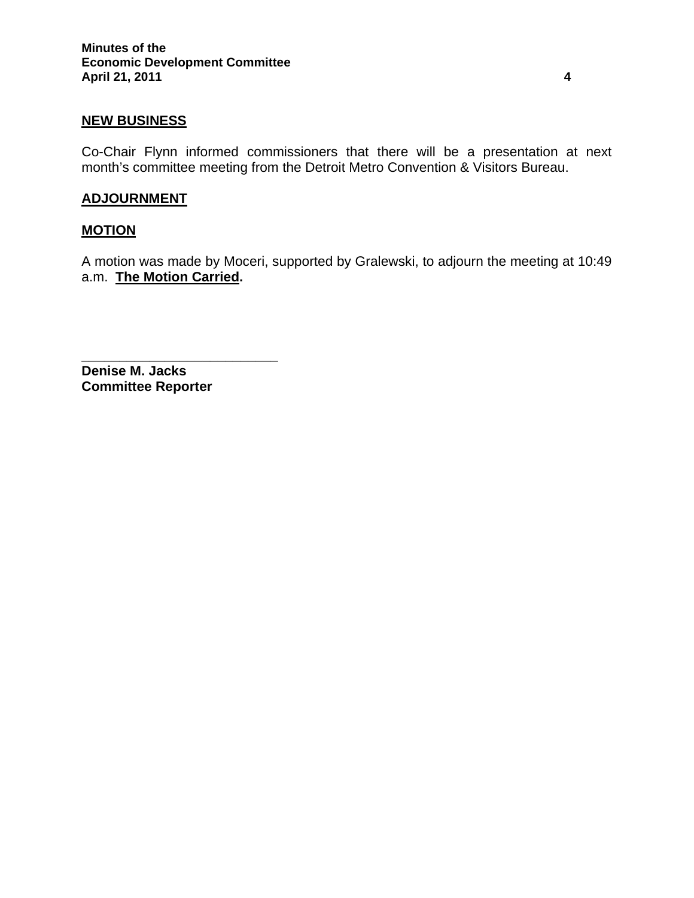## NEW BUSINESS

Co-Chair Flynn informed commissioners that there will be a presentation at next month's committee meeting from the Detroit Metro Convention & Visitors Bureau.

## ADJOURNMENT

## MOTION

A motion was made by Moceri, supported by Gralewski, to adjourn the meeting at 10:49 a.m. **The Motion Carried.**

\_\_\_\_\_\_\_\_\_\_\_\_\_\_\_\_\_\_\_\_\_\_\_\_\_\_\_\_\_\_

**Denise M. Jacks**
**Committee Reporter**